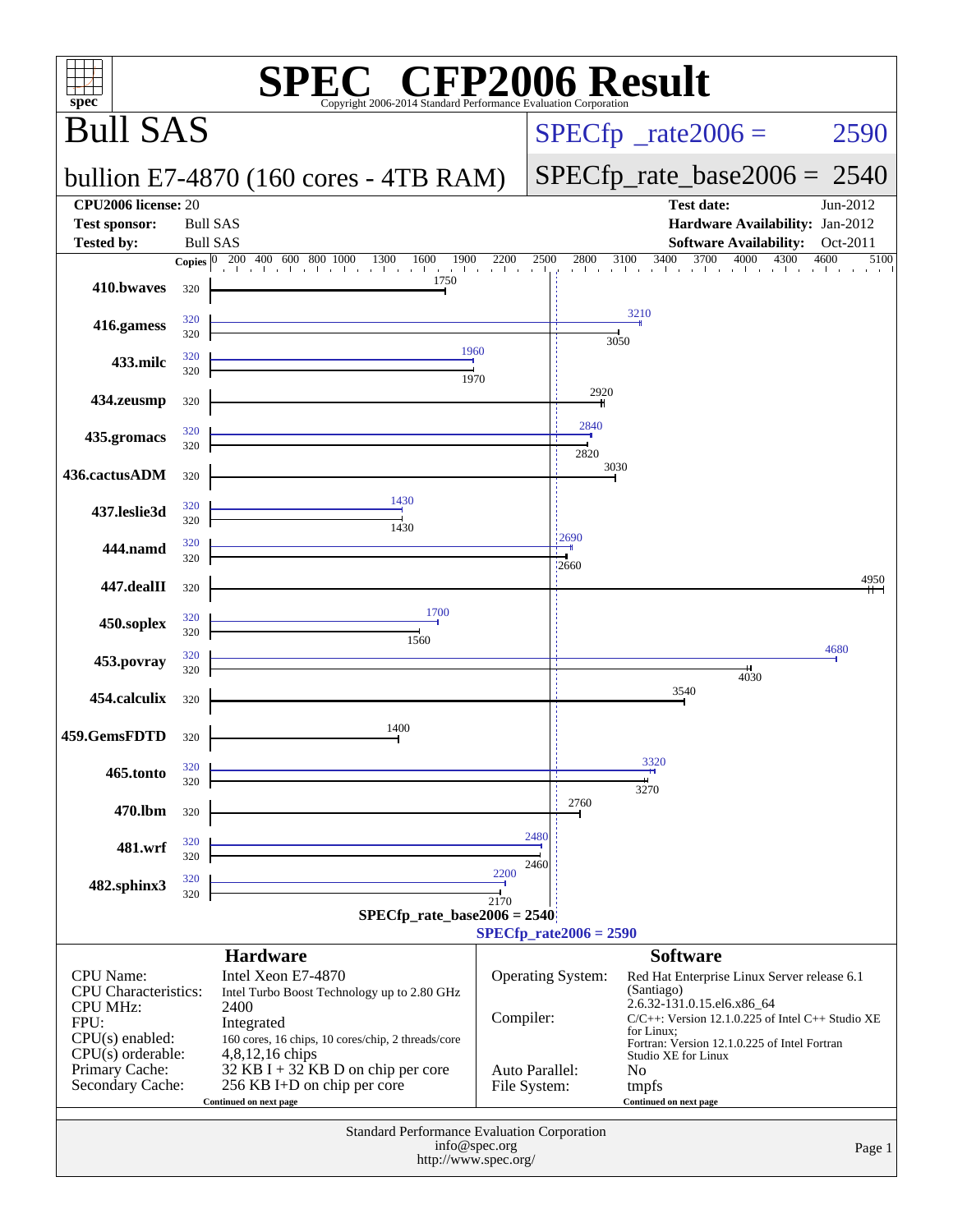# SPEC® CFP2006 Result

Copyright 2006-2014 Standard Performance Evaluation Corporation

## Bull SAS

**bullion E7-4870 (160 cores - 4TB RAM)**

SPECfp_rate2006 = 2590

SPECfp_rate_base2006 = 2540

| | | | |
|---|---|---|---|
| **CPU2006 license:** | 20 | **Test date:** | Jun-2012 |
| **Test sponsor:** | Bull SAS | **Hardware Availability:** | Jan-2012 |
| **Tested by:** | Bull SAS | **Software Availability:** | Oct-2011 |

| Benchmark | Copies (peak) | Peak | Copies (base) | Base |
|---|---|---|---|---|
| 410.bwaves | | | 320 | 1750 |
| 416.gamess | 320 | 3210 | 320 | 3050 |
| 433.milc | 320 | 1960 | 320 | 1970 |
| 434.zeusmp | | | 320 | 2920 |
| 435.gromacs | 320 | 2840 | 320 | 2820 |
| 436.cactusADM | | | 320 | 3030 |
| 437.leslie3d | 320 | 1430 | 320 | 1430 |
| 444.namd | 320 | 2690 | 320 | 2660 |
| 447.dealII | | | 320 | 4950 |
| 450.soplex | 320 | 1700 | 320 | 1560 |
| 453.povray | 320 | 4680 | 320 | 4030 |
| 454.calculix | | | 320 | 3540 |
| 459.GemsFDTD | | | 320 | 1400 |
| 465.tonto | 320 | 3320 | 320 | 3270 |
| 470.lbm | | | 320 | 2760 |
| 481.wrf | 320 | 2480 | 320 | 2460 |
| 482.sphinx3 | 320 | 2200 | 320 | 2170 |

SPECfp_rate_base2006 = 2540

SPECfp_rate2006 = 2590

### Hardware

| | |
|---|---|
| CPU Name: | Intel Xeon E7-4870 |
| CPU Characteristics: | Intel Turbo Boost Technology up to 2.80 GHz |
| CPU MHz: | 2400 |
| FPU: | Integrated |
| CPU(s) enabled: | 160 cores, 16 chips, 10 cores/chip, 2 threads/core |
| CPU(s) orderable: | 4,8,12,16 chips |
| Primary Cache: | 32 KB I + 32 KB D on chip per core |
| Secondary Cache: | 256 KB I+D on chip per core |

Continued on next page

### Software

| | |
|---|---|
| Operating System: | Red Hat Enterprise Linux Server release 6.1 (Santiago) 2.6.32-131.0.15.el6.x86_64 |
| Compiler: | C/C++: Version 12.1.0.225 of Intel C++ Studio XE for Linux; Fortran: Version 12.1.0.225 of Intel Fortran Studio XE for Linux |
| Auto Parallel: | No |
| File System: | tmpfs |

Continued on next page

Standard Performance Evaluation Corporation
info@spec.org
http://www.spec.org/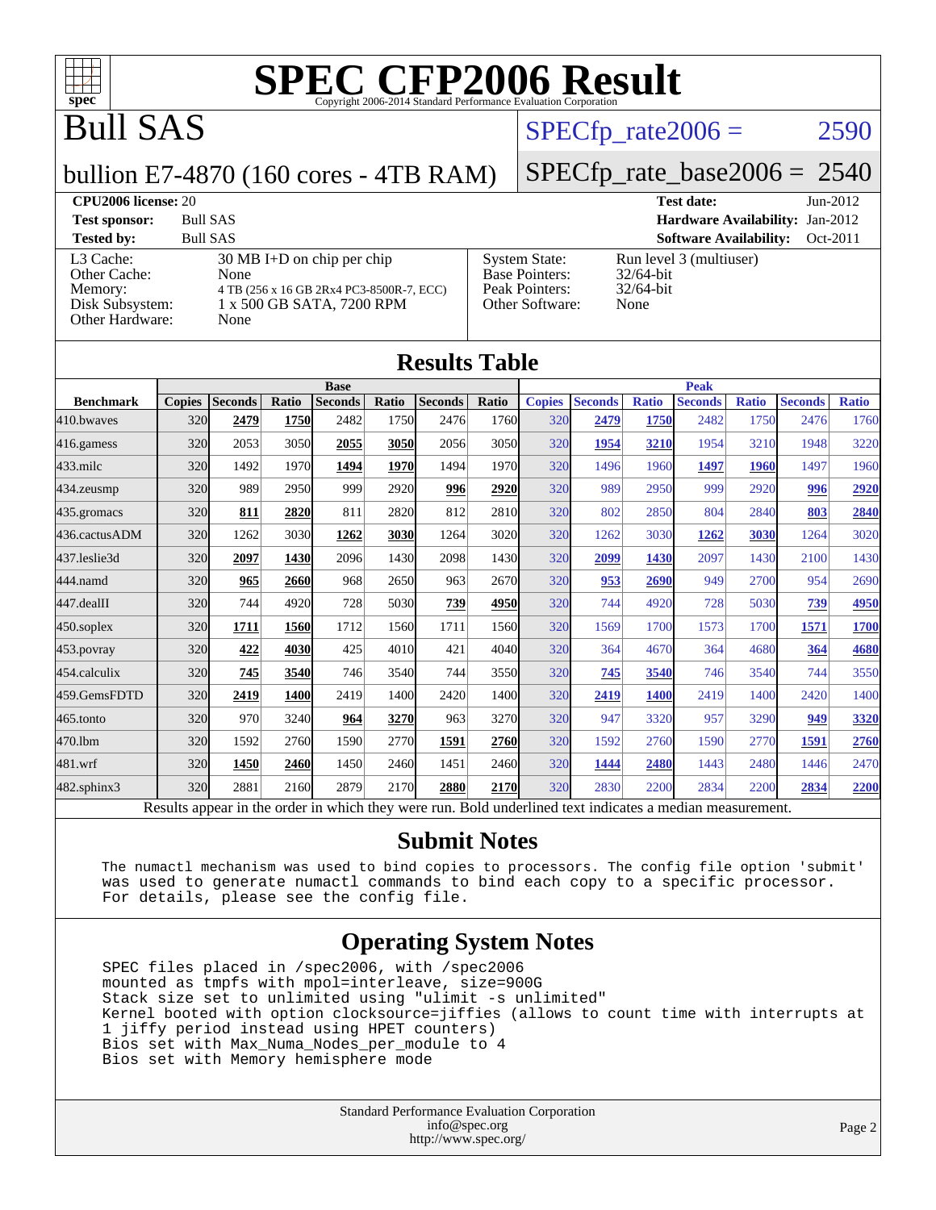# SPEC CFP2006 Result

Copyright 2006-2014 Standard Performance Evaluation Corporation

# Bull SAS

bullion E7-4870 (160 cores - 4TB RAM)

SPECfp_rate2006 = 2590

SPECfp_rate_base2006 = 2540

**CPU2006 license:** 20
**Test sponsor:** Bull SAS
**Tested by:** Bull SAS

**Test date:** Jun-2012
**Hardware Availability:** Jan-2012
**Software Availability:** Oct-2011

L3 Cache: 30 MB I+D on chip per chip
Other Cache: None
Memory: 4 TB (256 x 16 GB 2Rx4 PC3-8500R-7, ECC)
Disk Subsystem: 1 x 500 GB SATA, 7200 RPM
Other Hardware: None

System State: Run level 3 (multiuser)
Base Pointers: 32/64-bit
Peak Pointers: 32/64-bit
Other Software: None

## Results Table

| Benchmark | Base | | | | | | | Peak | | | | | | |
|---|---|---|---|---|---|---|---|---|---|---|---|---|---|---|
| | Copies | Seconds | Ratio | Seconds | Ratio | Seconds | Ratio | Copies | Seconds | Ratio | Seconds | Ratio | Seconds | Ratio |
| 410.bwaves | 320 | **2479** | **1750** | 2482 | 1750 | 2476 | 1760 | 320 | **2479** | **1750** | 2482 | 1750 | 2476 | 1760 |
| 416.gamess | 320 | 2053 | 3050 | **2055** | **3050** | 2056 | 3050 | 320 | **1954** | **3210** | 1954 | 3210 | 1948 | 3220 |
| 433.milc | 320 | 1492 | 1970 | **1494** | **1970** | 1494 | 1970 | 320 | 1496 | 1960 | **1497** | **1960** | 1497 | 1960 |
| 434.zeusmp | 320 | 989 | 2950 | 999 | 2920 | **996** | **2920** | 320 | 989 | 2950 | 999 | 2920 | **996** | **2920** |
| 435.gromacs | 320 | **811** | **2820** | 811 | 2820 | 812 | 2810 | 320 | 802 | 2850 | 804 | 2840 | **803** | **2840** |
| 436.cactusADM | 320 | 1262 | 3030 | **1262** | **3030** | 1264 | 3020 | 320 | 1262 | 3030 | **1262** | **3030** | 1264 | 3020 |
| 437.leslie3d | 320 | **2097** | **1430** | 2096 | 1430 | 2098 | 1430 | 320 | **2099** | **1430** | 2097 | 1430 | 2100 | 1430 |
| 444.namd | 320 | **965** | **2660** | 968 | 2650 | 963 | 2670 | 320 | **953** | **2690** | 949 | 2700 | 954 | 2690 |
| 447.dealII | 320 | 744 | 4920 | 728 | 5030 | **739** | **4950** | 320 | 744 | 4920 | 728 | 5030 | **739** | **4950** |
| 450.soplex | 320 | **1711** | **1560** | 1712 | 1560 | 1711 | 1560 | 320 | 1569 | 1700 | 1573 | 1700 | **1571** | **1700** |
| 453.povray | 320 | **422** | **4030** | 425 | 4010 | 421 | 4040 | 320 | 364 | 4670 | 364 | 4680 | **364** | **4680** |
| 454.calculix | 320 | **745** | **3540** | 746 | 3540 | 744 | 3550 | 320 | **745** | **3540** | 746 | 3540 | 744 | 3550 |
| 459.GemsFDTD | 320 | **2419** | **1400** | 2419 | 1400 | 2420 | 1400 | 320 | **2419** | **1400** | 2419 | 1400 | 2420 | 1400 |
| 465.tonto | 320 | 970 | 3240 | **964** | **3270** | 963 | 3270 | 320 | 947 | 3320 | 957 | 3290 | **949** | **3320** |
| 470.lbm | 320 | 1592 | 2760 | 1590 | 2770 | **1591** | **2760** | 320 | 1592 | 2760 | 1590 | 2770 | **1591** | **2760** |
| 481.wrf | 320 | **1450** | **2460** | 1450 | 2460 | 1451 | 2460 | 320 | **1444** | **2480** | 1443 | 2480 | 1446 | 2470 |
| 482.sphinx3 | 320 | 2881 | 2160 | 2879 | 2170 | **2880** | **2170** | 320 | 2830 | 2200 | 2834 | 2200 | **2834** | **2200** |

Results appear in the order in which they were run. Bold underlined text indicates a median measurement.

## Submit Notes

```
The numactl mechanism was used to bind copies to processors. The config file option 'submit'
was used to generate numactl commands to bind each copy to a specific processor.
For details, please see the config file.
```

## Operating System Notes

```
SPEC files placed in /spec2006, with /spec2006
mounted as tmpfs with mpol=interleave, size=900G
Stack size set to unlimited using "ulimit -s unlimited"
Kernel booted with option clocksource=jiffies (allows to count time with interrupts at
1 jiffy period instead using HPET counters)
Bios set with Max_Numa_Nodes_per_module to 4
Bios set with Memory hemisphere mode
```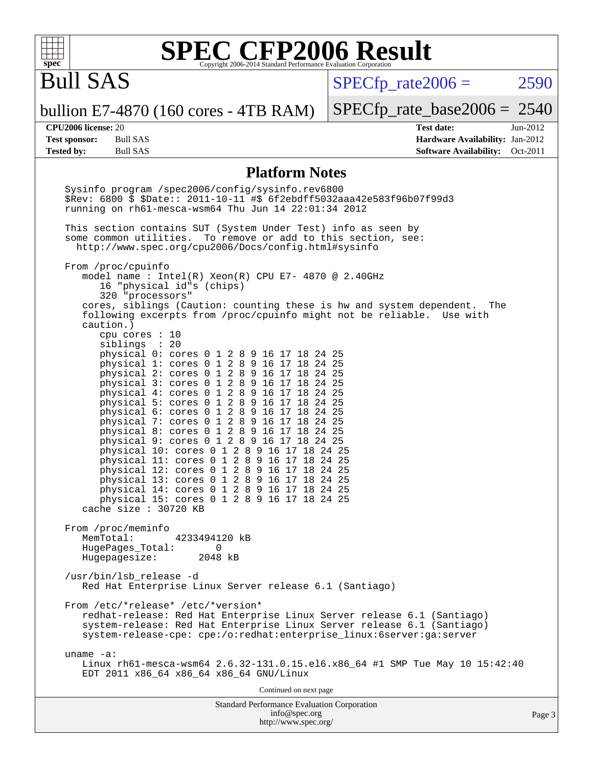# SPEC CFP2006 Result

Copyright 2006-2014 Standard Performance Evaluation Corporation

## Bull SAS

bullion E7-4870 (160 cores - 4TB RAM)

SPECfp_rate2006 = 2590

SPECfp_rate_base2006 = 2540

| | | | |
|---|---|---|---|
| **CPU2006 license:** | 20 | **Test date:** | Jun-2012 |
| **Test sponsor:** | Bull SAS | **Hardware Availability:** | Jan-2012 |
| **Tested by:** | Bull SAS | **Software Availability:** | Oct-2011 |

### Platform Notes

```
Sysinfo program /spec2006/config/sysinfo.rev6800
$Rev: 6800 $ $Date:: 2011-10-11 #$ 6f2ebdff5032aaa42e583f96b07f99d3
running on rh61-mesca-wsm64 Thu Jun 14 22:01:34 2012

This section contains SUT (System Under Test) info as seen by
some common utilities.  To remove or add to this section, see:
  http://www.spec.org/cpu2006/Docs/config.html#sysinfo

From /proc/cpuinfo
   model name : Intel(R) Xeon(R) CPU E7- 4870 @ 2.40GHz
      16 "physical id"s (chips)
      320 "processors"
   cores, siblings (Caution: counting these is hw and system dependent.  The
   following excerpts from /proc/cpuinfo might not be reliable.  Use with
   caution.)
      cpu cores : 10
      siblings  : 20
      physical 0: cores 0 1 2 8 9 16 17 18 24 25
      physical 1: cores 0 1 2 8 9 16 17 18 24 25
      physical 2: cores 0 1 2 8 9 16 17 18 24 25
      physical 3: cores 0 1 2 8 9 16 17 18 24 25
      physical 4: cores 0 1 2 8 9 16 17 18 24 25
      physical 5: cores 0 1 2 8 9 16 17 18 24 25
      physical 6: cores 0 1 2 8 9 16 17 18 24 25
      physical 7: cores 0 1 2 8 9 16 17 18 24 25
      physical 8: cores 0 1 2 8 9 16 17 18 24 25
      physical 9: cores 0 1 2 8 9 16 17 18 24 25
      physical 10: cores 0 1 2 8 9 16 17 18 24 25
      physical 11: cores 0 1 2 8 9 16 17 18 24 25
      physical 12: cores 0 1 2 8 9 16 17 18 24 25
      physical 13: cores 0 1 2 8 9 16 17 18 24 25
      physical 14: cores 0 1 2 8 9 16 17 18 24 25
      physical 15: cores 0 1 2 8 9 16 17 18 24 25
   cache size : 30720 KB

From /proc/meminfo
   MemTotal:       4233494120 kB
   HugePages_Total:       0
   Hugepagesize:       2048 kB

/usr/bin/lsb_release -d
   Red Hat Enterprise Linux Server release 6.1 (Santiago)

From /etc/*release* /etc/*version*
   redhat-release: Red Hat Enterprise Linux Server release 6.1 (Santiago)
   system-release: Red Hat Enterprise Linux Server release 6.1 (Santiago)
   system-release-cpe: cpe:/o:redhat:enterprise_linux:6server:ga:server

uname -a:
   Linux rh61-mesca-wsm64 2.6.32-131.0.15.el6.x86_64 #1 SMP Tue May 10 15:42:40
   EDT 2011 x86_64 x86_64 x86_64 GNU/Linux
```

Continued on next page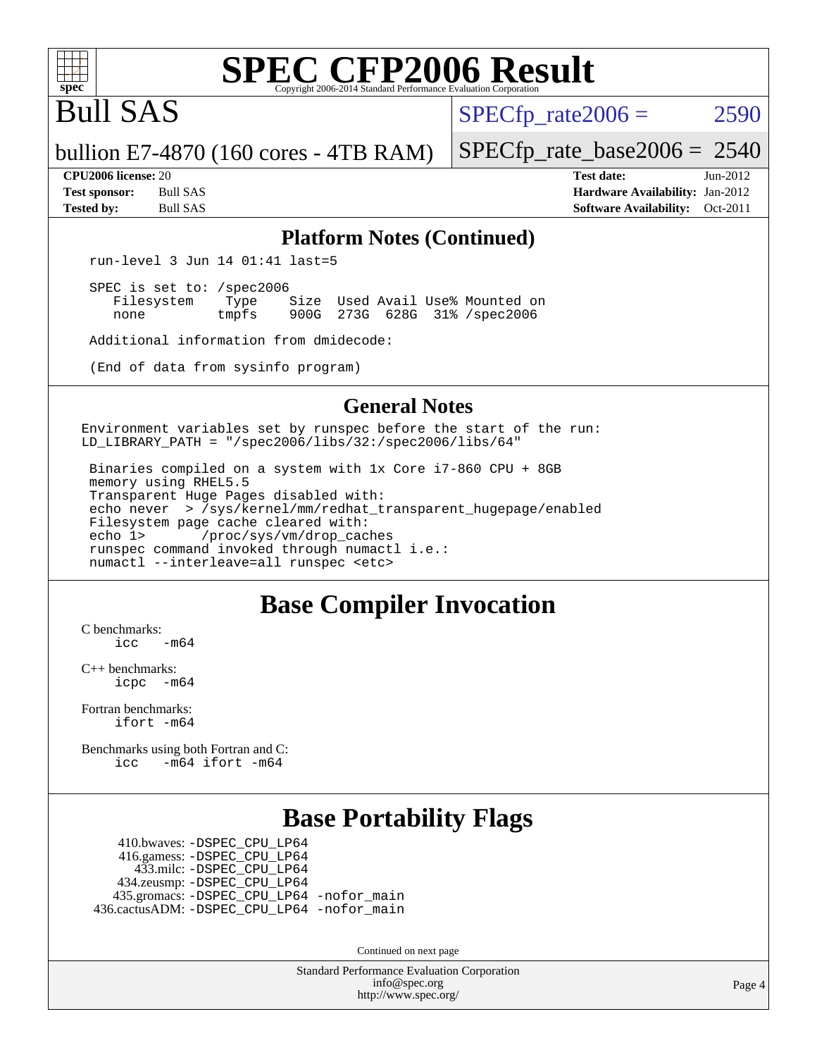## Platform Notes (Continued)

```
run-level 3 Jun 14 01:41 last=5

SPEC is set to: /spec2006
   Filesystem    Type    Size  Used Avail Use% Mounted on
   none          tmpfs   900G  273G  628G  31% /spec2006

Additional information from dmidecode:

(End of data from sysinfo program)
```

## General Notes

```
Environment variables set by runspec before the start of the run:
LD_LIBRARY_PATH = "/spec2006/libs/32:/spec2006/libs/64"

 Binaries compiled on a system with 1x Core i7-860 CPU + 8GB
 memory using RHEL5.5
 Transparent Huge Pages disabled with:
 echo never  > /sys/kernel/mm/redhat_transparent_hugepage/enabled
 Filesystem page cache cleared with:
 echo 1>       /proc/sys/vm/drop_caches
 runspec command invoked through numactl i.e.:
 numactl --interleave=all runspec <etc>
```

# Base Compiler Invocation

C benchmarks:
```
icc   -m64
```

C++ benchmarks:
```
icpc  -m64
```

Fortran benchmarks:
```
ifort -m64
```

Benchmarks using both Fortran and C:
```
icc   -m64 ifort -m64
```

# Base Portability Flags

```
   410.bwaves: -DSPEC_CPU_LP64
   416.gamess: -DSPEC_CPU_LP64
     433.milc: -DSPEC_CPU_LP64
   434.zeusmp: -DSPEC_CPU_LP64
  435.gromacs: -DSPEC_CPU_LP64 -nofor_main
 436.cactusADM: -DSPEC_CPU_LP64 -nofor_main
```

Continued on next page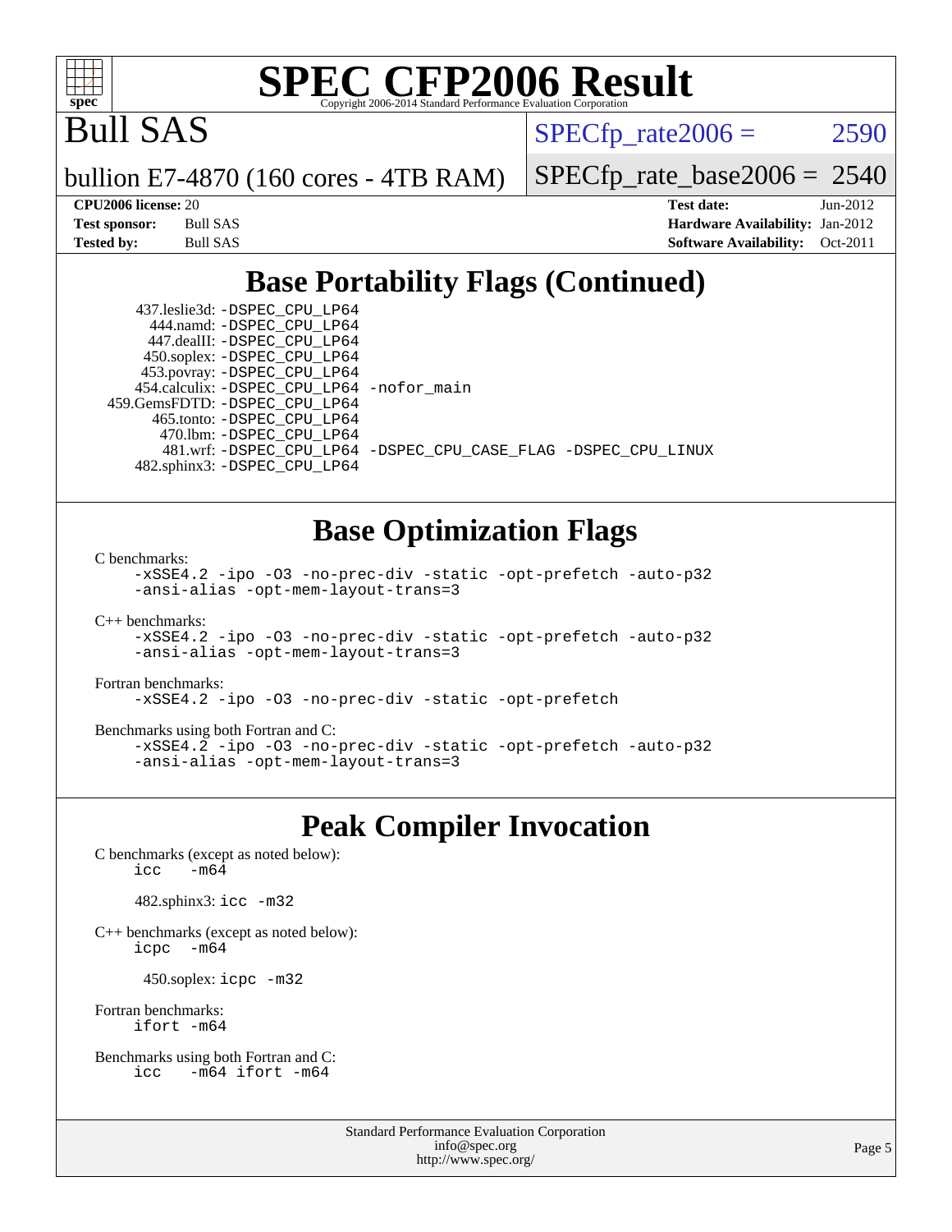# SPEC CFP2006 Result

Copyright 2006-2014 Standard Performance Evaluation Corporation

## Bull SAS

bullion E7-4870 (160 cores - 4TB RAM)

SPECfp_rate2006 = 2590

SPECfp_rate_base2006 = 2540

| CPU2006 license: 20 | | Test date: | Jun-2012 |
|---|---|---|---|
| Test sponsor: | Bull SAS | Hardware Availability: | Jan-2012 |
| Tested by: | Bull SAS | Software Availability: | Oct-2011 |

## Base Portability Flags (Continued)

437.leslie3d: -DSPEC_CPU_LP64
444.namd: -DSPEC_CPU_LP64
447.dealII: -DSPEC_CPU_LP64
450.soplex: -DSPEC_CPU_LP64
453.povray: -DSPEC_CPU_LP64
454.calculix: -DSPEC_CPU_LP64 -nofor_main
459.GemsFDTD: -DSPEC_CPU_LP64
465.tonto: -DSPEC_CPU_LP64
470.lbm: -DSPEC_CPU_LP64
481.wrf: -DSPEC_CPU_LP64 -DSPEC_CPU_CASE_FLAG -DSPEC_CPU_LINUX
482.sphinx3: -DSPEC_CPU_LP64

## Base Optimization Flags

C benchmarks:
-xSSE4.2 -ipo -O3 -no-prec-div -static -opt-prefetch -auto-p32 -ansi-alias -opt-mem-layout-trans=3

C++ benchmarks:
-xSSE4.2 -ipo -O3 -no-prec-div -static -opt-prefetch -auto-p32 -ansi-alias -opt-mem-layout-trans=3

Fortran benchmarks:
-xSSE4.2 -ipo -O3 -no-prec-div -static -opt-prefetch

Benchmarks using both Fortran and C:
-xSSE4.2 -ipo -O3 -no-prec-div -static -opt-prefetch -auto-p32 -ansi-alias -opt-mem-layout-trans=3

## Peak Compiler Invocation

C benchmarks (except as noted below):
icc -m64

482.sphinx3: icc -m32

C++ benchmarks (except as noted below):
icpc -m64

450.soplex: icpc -m32

Fortran benchmarks:
ifort -m64

Benchmarks using both Fortran and C:
icc -m64 ifort -m64

Standard Performance Evaluation Corporation
info@spec.org
http://www.spec.org/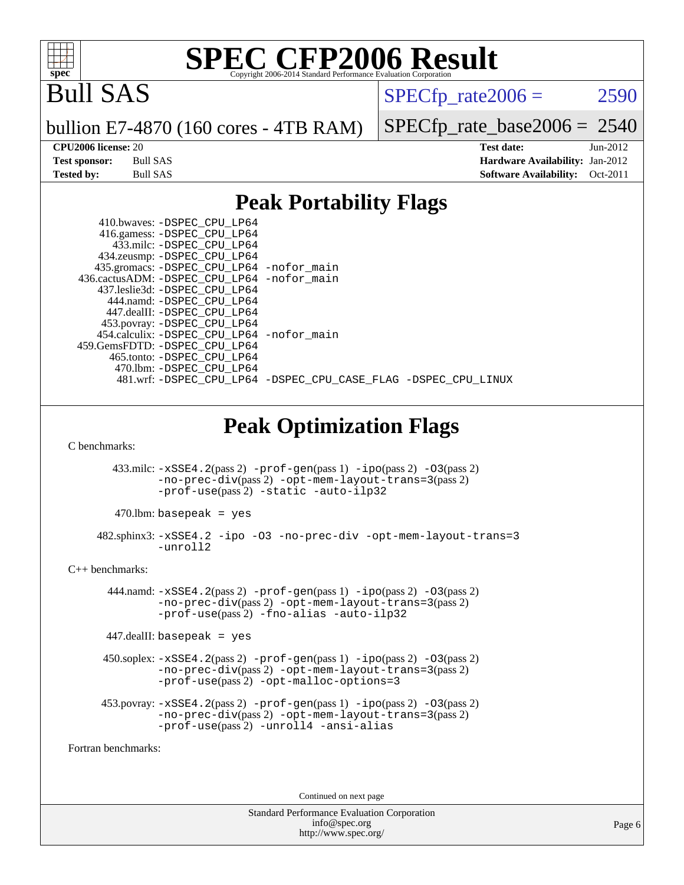# SPEC CFP2006 Result

Copyright 2006-2014 Standard Performance Evaluation Corporation

# Bull SAS

bullion E7-4870 (160 cores - 4TB RAM)

SPECfp_rate2006 = 2590

SPECfp_rate_base2006 = 2540

**CPU2006 license:** 20
**Test sponsor:** Bull SAS
**Tested by:** Bull SAS

**Test date:** Jun-2012
**Hardware Availability:** Jan-2012
**Software Availability:** Oct-2011

## Peak Portability Flags

410.bwaves: -DSPEC_CPU_LP64
416.gamess: -DSPEC_CPU_LP64
433.milc: -DSPEC_CPU_LP64
434.zeusmp: -DSPEC_CPU_LP64
435.gromacs: -DSPEC_CPU_LP64 -nofor_main
436.cactusADM: -DSPEC_CPU_LP64 -nofor_main
437.leslie3d: -DSPEC_CPU_LP64
444.namd: -DSPEC_CPU_LP64
447.dealII: -DSPEC_CPU_LP64
453.povray: -DSPEC_CPU_LP64
454.calculix: -DSPEC_CPU_LP64 -nofor_main
459.GemsFDTD: -DSPEC_CPU_LP64
465.tonto: -DSPEC_CPU_LP64
470.lbm: -DSPEC_CPU_LP64
481.wrf: -DSPEC_CPU_LP64 -DSPEC_CPU_CASE_FLAG -DSPEC_CPU_LINUX

## Peak Optimization Flags

C benchmarks:

433.milc: -xSSE4.2(pass 2) -prof-gen(pass 1) -ipo(pass 2) -O3(pass 2) -no-prec-div(pass 2) -opt-mem-layout-trans=3(pass 2) -prof-use(pass 2) -static -auto-ilp32

470.lbm: basepeak = yes

482.sphinx3: -xSSE4.2 -ipo -O3 -no-prec-div -opt-mem-layout-trans=3 -unroll2

C++ benchmarks:

444.namd: -xSSE4.2(pass 2) -prof-gen(pass 1) -ipo(pass 2) -O3(pass 2) -no-prec-div(pass 2) -opt-mem-layout-trans=3(pass 2) -prof-use(pass 2) -fno-alias -auto-ilp32

447.dealII: basepeak = yes

450.soplex: -xSSE4.2(pass 2) -prof-gen(pass 1) -ipo(pass 2) -O3(pass 2) -no-prec-div(pass 2) -opt-mem-layout-trans=3(pass 2) -prof-use(pass 2) -opt-malloc-options=3

453.povray: -xSSE4.2(pass 2) -prof-gen(pass 1) -ipo(pass 2) -O3(pass 2) -no-prec-div(pass 2) -opt-mem-layout-trans=3(pass 2) -prof-use(pass 2) -unroll4 -ansi-alias

Fortran benchmarks:

Continued on next page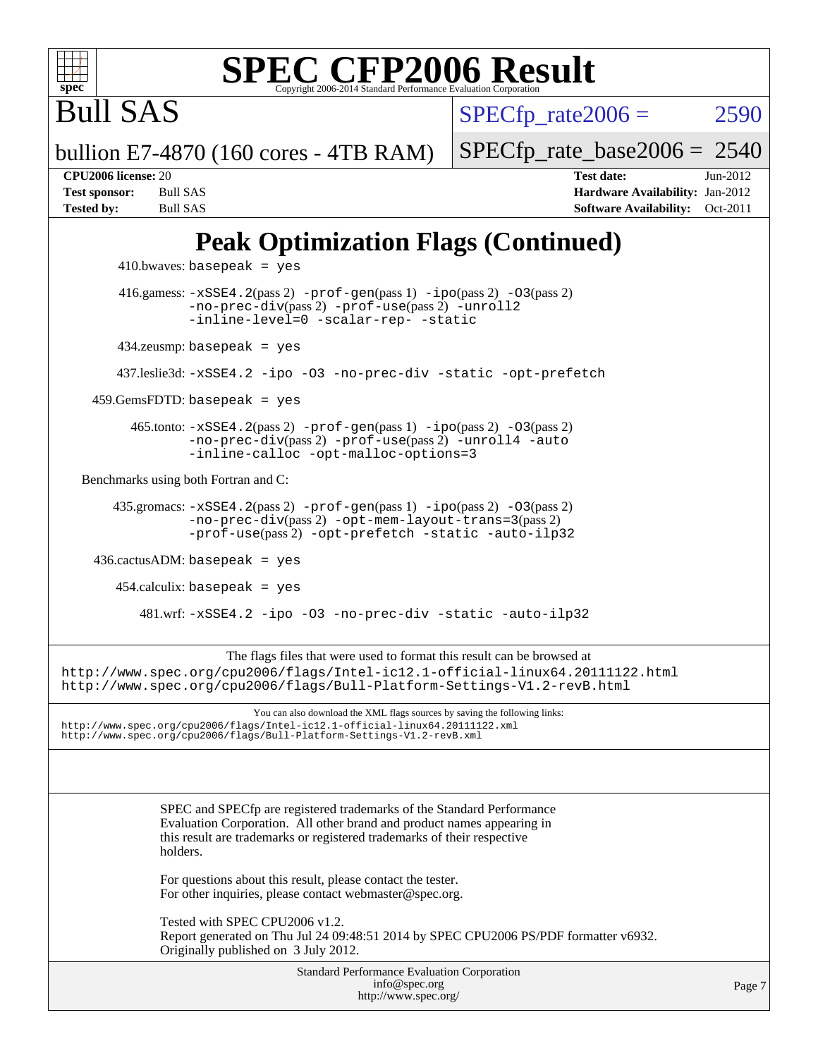# Peak Optimization Flags (Continued)

410.bwaves: basepeak = yes

416.gamess: -xSSE4.2(pass 2) -prof-gen(pass 1) -ipo(pass 2) -O3(pass 2) -no-prec-div(pass 2) -prof-use(pass 2) -unroll2 -inline-level=0 -scalar-rep- -static

434.zeusmp: basepeak = yes

437.leslie3d: -xSSE4.2 -ipo -O3 -no-prec-div -static -opt-prefetch

459.GemsFDTD: basepeak = yes

465.tonto: -xSSE4.2(pass 2) -prof-gen(pass 1) -ipo(pass 2) -O3(pass 2) -no-prec-div(pass 2) -prof-use(pass 2) -unroll4 -auto -inline-calloc -opt-malloc-options=3

Benchmarks using both Fortran and C:

435.gromacs: -xSSE4.2(pass 2) -prof-gen(pass 1) -ipo(pass 2) -O3(pass 2) -no-prec-div(pass 2) -opt-mem-layout-trans=3(pass 2) -prof-use(pass 2) -opt-prefetch -static -auto-ilp32

436.cactusADM: basepeak = yes

454.calculix: basepeak = yes

481.wrf: -xSSE4.2 -ipo -O3 -no-prec-div -static -auto-ilp32

The flags files that were used to format this result can be browsed at
http://www.spec.org/cpu2006/flags/Intel-ic12.1-official-linux64.20111122.html
http://www.spec.org/cpu2006/flags/Bull-Platform-Settings-V1.2-revB.html

You can also download the XML flags sources by saving the following links:
http://www.spec.org/cpu2006/flags/Intel-ic12.1-official-linux64.20111122.xml
http://www.spec.org/cpu2006/flags/Bull-Platform-Settings-V1.2-revB.xml

SPEC and SPECfp are registered trademarks of the Standard Performance Evaluation Corporation. All other brand and product names appearing in this result are trademarks or registered trademarks of their respective holders.

For questions about this result, please contact the tester.
For other inquiries, please contact webmaster@spec.org.

Tested with SPEC CPU2006 v1.2.
Report generated on Thu Jul 24 09:48:51 2014 by SPEC CPU2006 PS/PDF formatter v6932.
Originally published on 3 July 2012.